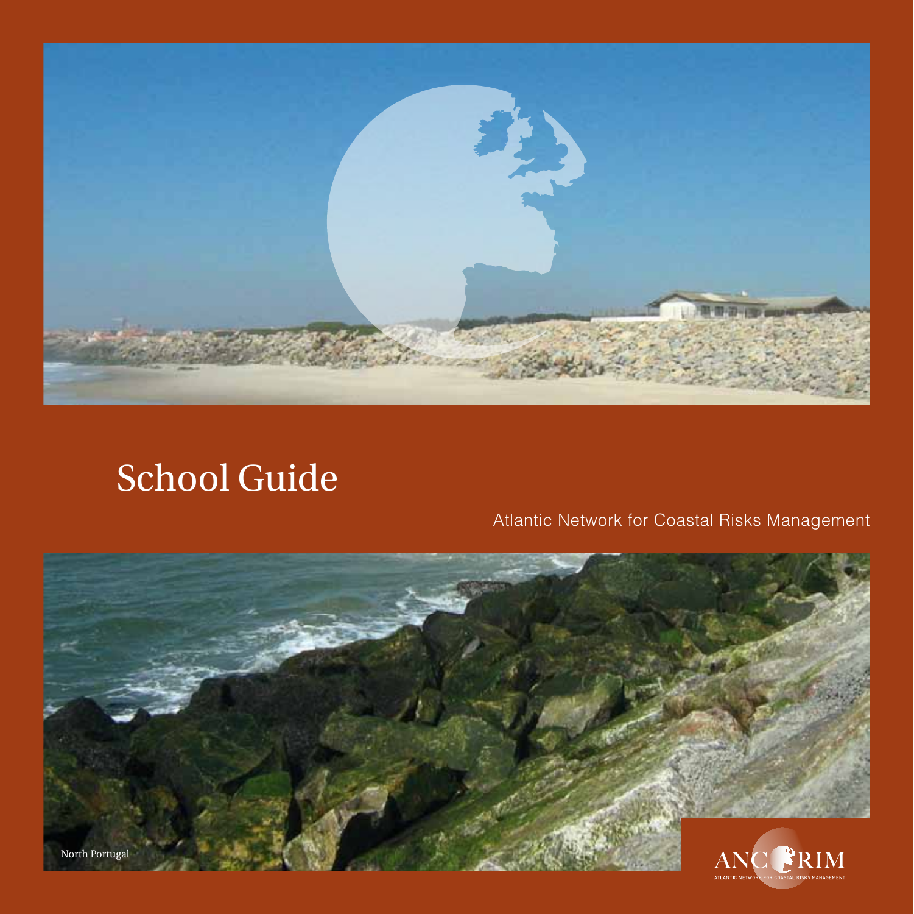# School Guide

Atlantic Network for Coastal Risks Management

North Portugal

ANCORIM

ATLANTIC NETWORK FOR COASTAL RISKS MANAGEMENT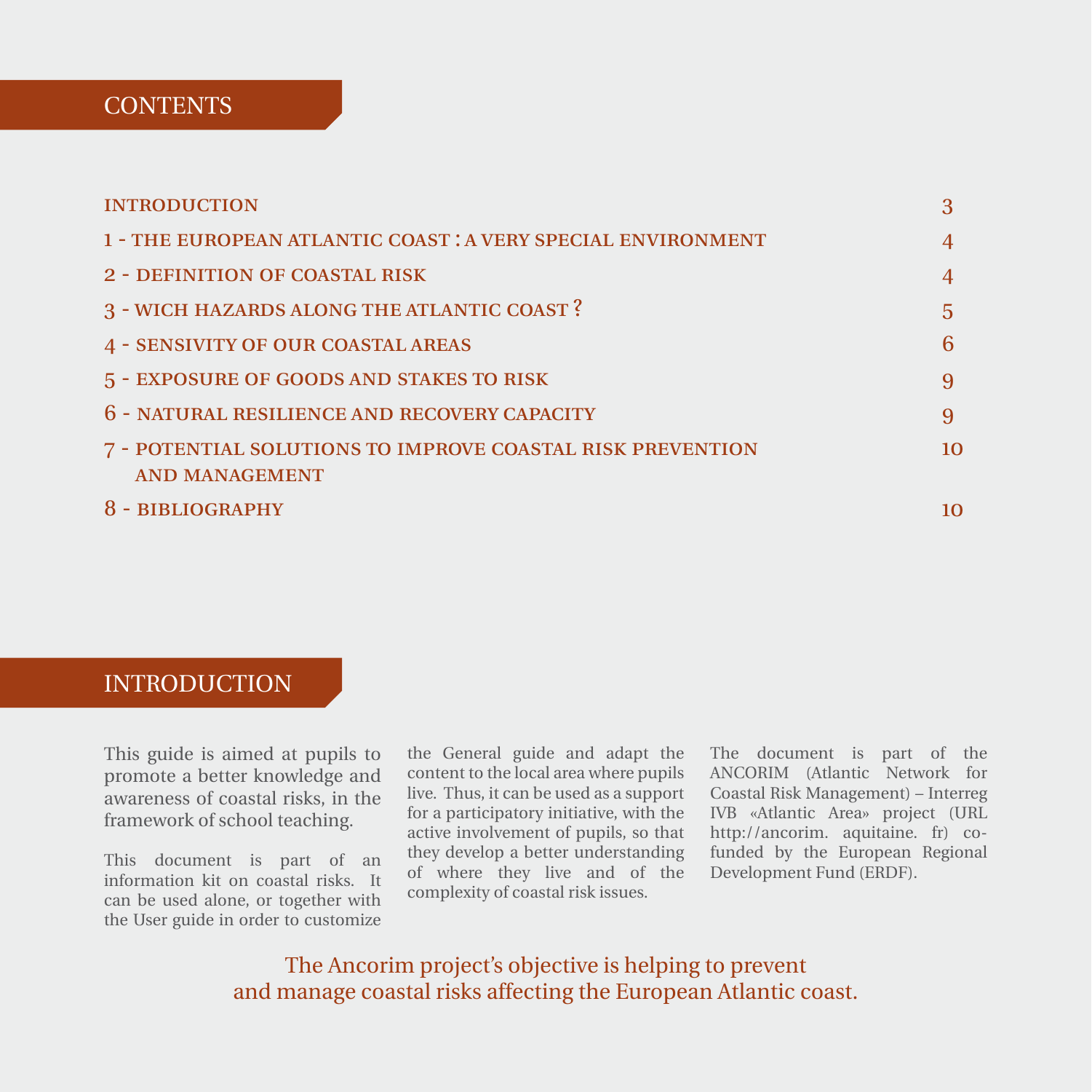## CONTENTS

| | |
|---|---|
| INTRODUCTION | 3 |
| 1 - THE EUROPEAN ATLANTIC COAST : A VERY SPECIAL ENVIRONMENT | 4 |
| 2 - DEFINITION OF COASTAL RISK | 4 |
| 3 - WICH HAZARDS ALONG THE ATLANTIC COAST ? | 5 |
| 4 - SENSIVITY OF OUR COASTAL AREAS | 6 |
| 5 - EXPOSURE OF GOODS AND STAKES TO RISK | 9 |
| 6 - NATURAL RESILIENCE AND RECOVERY CAPACITY | 9 |
| 7 - POTENTIAL SOLUTIONS TO IMPROVE COASTAL RISK PREVENTION AND MANAGEMENT | 10 |
| 8 - BIBLIOGRAPHY | 10 |

## INTRODUCTION

This guide is aimed at pupils to promote a better knowledge and awareness of coastal risks, in the framework of school teaching.

This document is part of an information kit on coastal risks. It can be used alone, or together with the User guide in order to customize the General guide and adapt the content to the local area where pupils live. Thus, it can be used as a support for a participatory initiative, with the active involvement of pupils, so that they develop a better understanding of where they live and of the complexity of coastal risk issues.

The document is part of the ANCORIM (Atlantic Network for Coastal Risk Management) – Interreg IVB «Atlantic Area» project (URL http://ancorim. aquitaine. fr) co-funded by the European Regional Development Fund (ERDF).

The Ancorim project's objective is helping to prevent and manage coastal risks affecting the European Atlantic coast.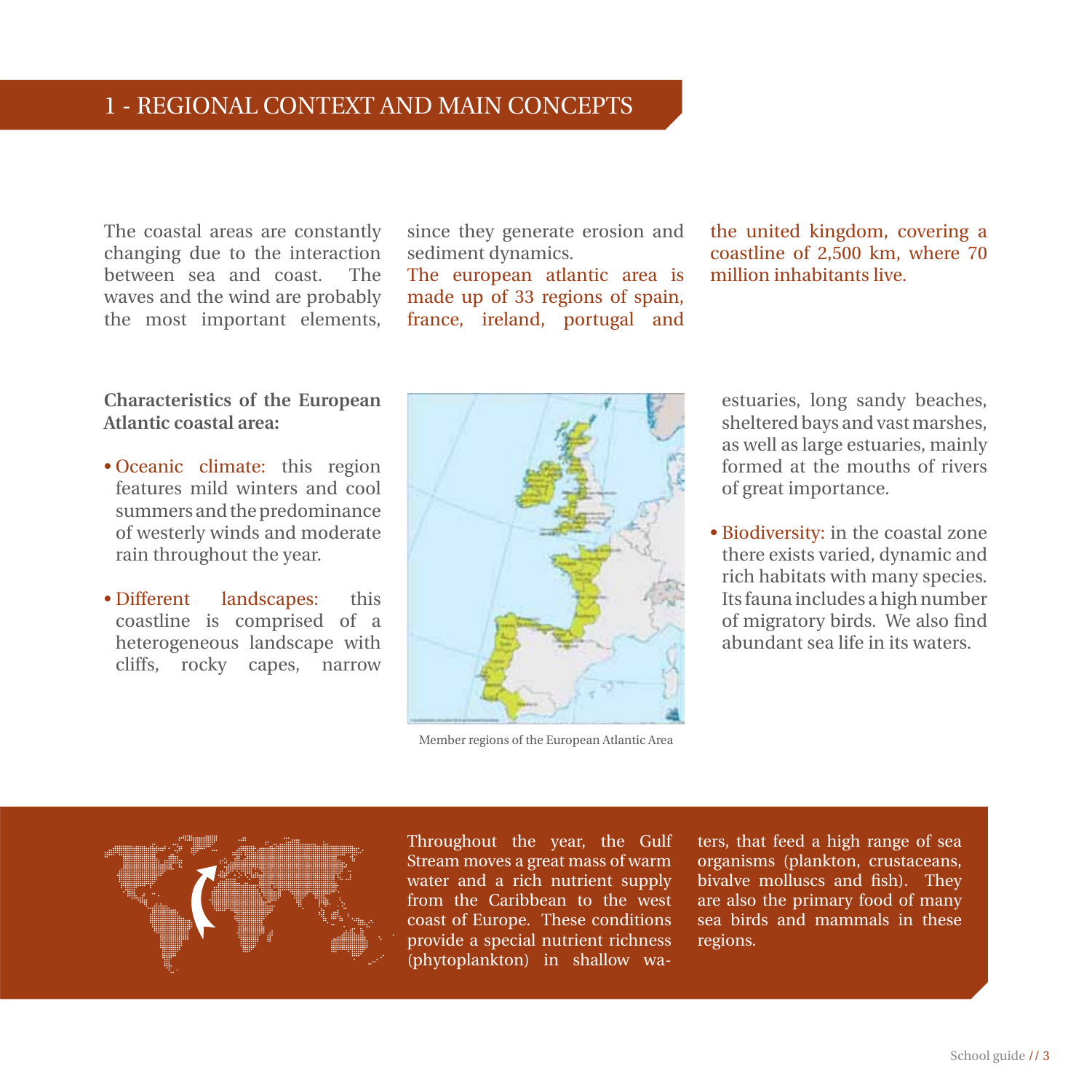# 1 - REGIONAL CONTEXT AND MAIN CONCEPTS

The coastal areas are constantly changing due to the interaction between sea and coast. The waves and the wind are probably the most important elements, since they generate erosion and sediment dynamics.

The european atlantic area is made up of 33 regions of spain, france, ireland, portugal and the united kingdom, covering a coastline of 2,500 km, where 70 million inhabitants live.

**Characteristics of the European Atlantic coastal area:**

- Oceanic climate: this region features mild winters and cool summers and the predominance of westerly winds and moderate rain throughout the year.
- Different landscapes: this coastline is comprised of a heterogeneous landscape with cliffs, rocky capes, narrow estuaries, long sandy beaches, sheltered bays and vast marshes, as well as large estuaries, mainly formed at the mouths of rivers of great importance.
- Biodiversity: in the coastal zone there exists varied, dynamic and rich habitats with many species. Its fauna includes a high number of migratory birds. We also find abundant sea life in its waters.

Member regions of the European Atlantic Area

Throughout the year, the Gulf Stream moves a great mass of warm water and a rich nutrient supply from the Caribbean to the west coast of Europe. These conditions provide a special nutrient richness (phytoplankton) in shallow waters, that feed a high range of sea organisms (plankton, crustaceans, bivalve molluscs and fish). They are also the primary food of many sea birds and mammals in these regions.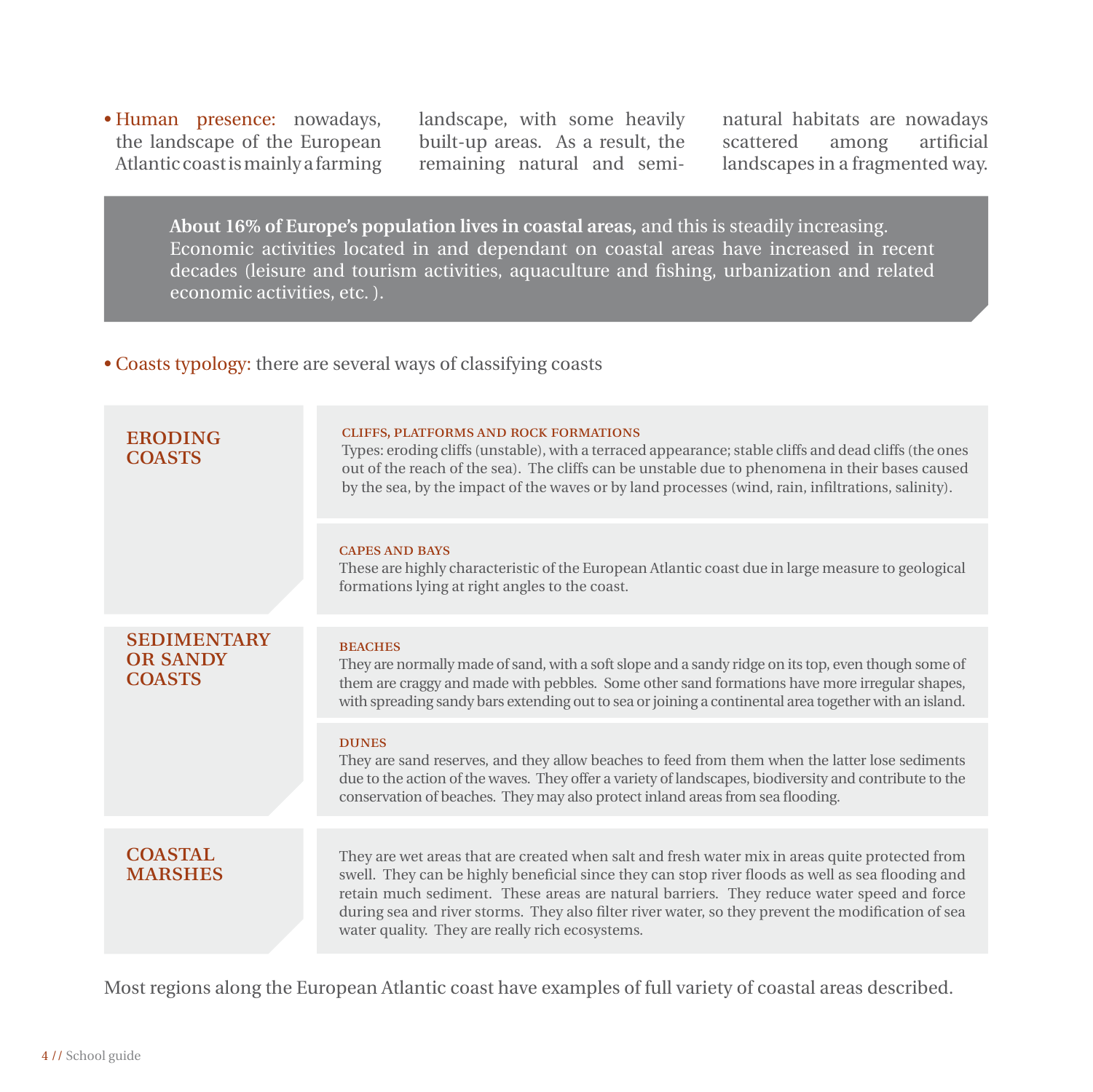- Human presence: nowadays, the landscape of the European Atlantic coast is mainly a farming landscape, with some heavily built-up areas. As a result, the remaining natural and semi-natural habitats are nowadays scattered among artificial landscapes in a fragmented way.

> **About 16% of Europe's population lives in coastal areas,** and this is steadily increasing. Economic activities located in and dependant on coastal areas have increased in recent decades (leisure and tourism activities, aquaculture and fishing, urbanization and related economic activities, etc. ).

- Coasts typology: there are several ways of classifying coasts

| | |
|---|---|
| **ERODING COASTS** | **CLIFFS, PLATFORMS AND ROCK FORMATIONS**<br>Types: eroding cliffs (unstable), with a terraced appearance; stable cliffs and dead cliffs (the ones out of the reach of the sea). The cliffs can be unstable due to phenomena in their bases caused by the sea, by the impact of the waves or by land processes (wind, rain, infiltrations, salinity). |
| | **CAPES AND BAYS**<br>These are highly characteristic of the European Atlantic coast due in large measure to geological formations lying at right angles to the coast. |
| **SEDIMENTARY OR SANDY COASTS** | **BEACHES**<br>They are normally made of sand, with a soft slope and a sandy ridge on its top, even though some of them are craggy and made with pebbles. Some other sand formations have more irregular shapes, with spreading sandy bars extending out to sea or joining a continental area together with an island. |
| | **DUNES**<br>They are sand reserves, and they allow beaches to feed from them when the latter lose sediments due to the action of the waves. They offer a variety of landscapes, biodiversity and contribute to the conservation of beaches. They may also protect inland areas from sea flooding. |
| **COASTAL MARSHES** | They are wet areas that are created when salt and fresh water mix in areas quite protected from swell. They can be highly beneficial since they can stop river floods as well as sea flooding and retain much sediment. These areas are natural barriers. They reduce water speed and force during sea and river storms. They also filter river water, so they prevent the modification of sea water quality. They are really rich ecosystems. |

Most regions along the European Atlantic coast have examples of full variety of coastal areas described.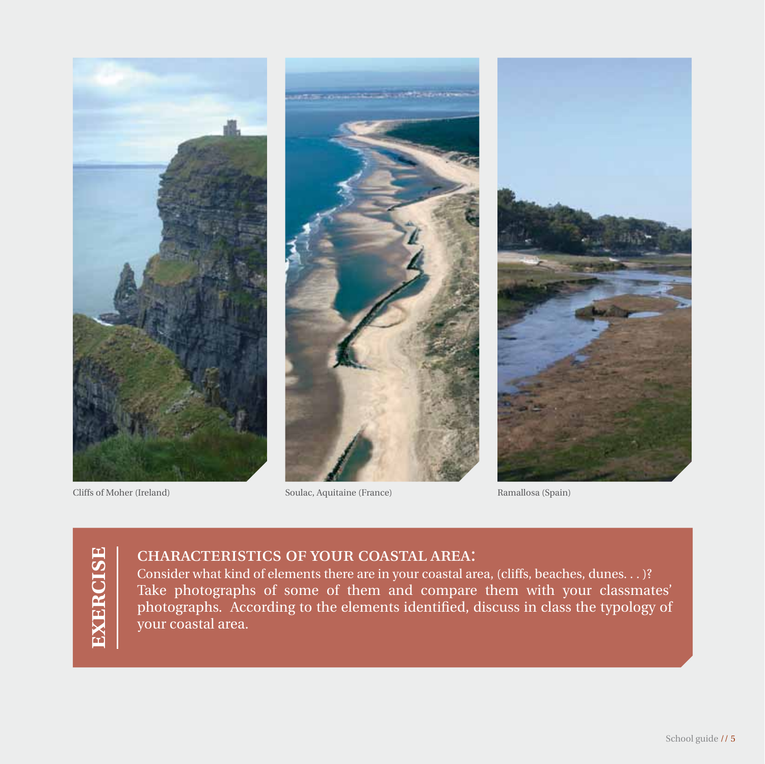Cliffs of Moher (Ireland)

Soulac, Aquitaine (France)

Ramallosa (Spain)

**EXERCISE**

## CHARACTERISTICS OF YOUR COASTAL AREA:

Consider what kind of elements there are in your coastal area, (cliffs, beaches, dunes. . . )? Take photographs of some of them and compare them with your classmates' photographs. According to the elements identified, discuss in class the typology of your coastal area.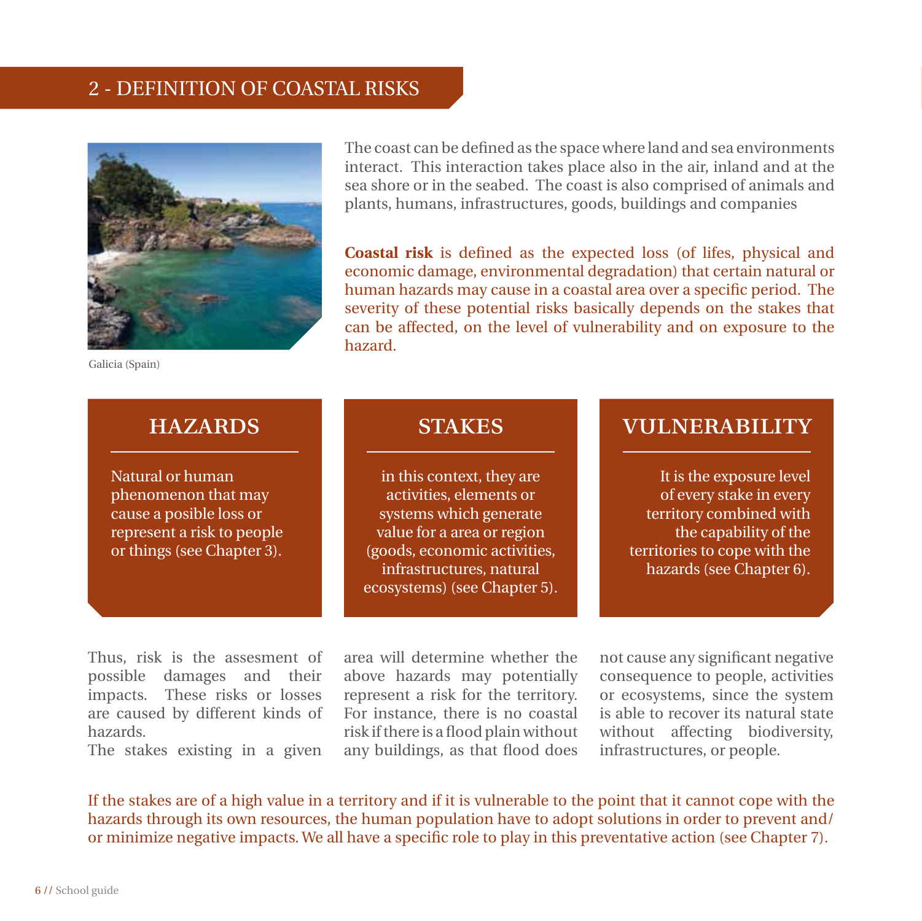## 2 - DEFINITION OF COASTAL RISKS

Galicia (Spain)

The coast can be defined as the space where land and sea environments interact. This interaction takes place also in the air, inland and at the sea shore or in the seabed. The coast is also comprised of animals and plants, humans, infrastructures, goods, buildings and companies

**Coastal risk** is defined as the expected loss (of lifes, physical and economic damage, environmental degradation) that certain natural or human hazards may cause in a coastal area over a specific period. The severity of these potential risks basically depends on the stakes that can be affected, on the level of vulnerability and on exposure to the hazard.

### HAZARDS

Natural or human phenomenon that may cause a posible loss or represent a risk to people or things (see Chapter 3).

### STAKES

in this context, they are activities, elements or systems which generate value for a area or region (goods, economic activities, infrastructures, natural ecosystems) (see Chapter 5).

### VULNERABILITY

It is the exposure level of every stake in every territory combined with the capability of the territories to cope with the hazards (see Chapter 6).

Thus, risk is the assesment of possible damages and their impacts. These risks or losses are caused by different kinds of hazards.
The stakes existing in a given area will determine whether the above hazards may potentially represent a risk for the territory. For instance, there is no coastal risk if there is a flood plain without any buildings, as that flood does not cause any significant negative consequence to people, activities or ecosystems, since the system is able to recover its natural state without affecting biodiversity, infrastructures, or people.

If the stakes are of a high value in a territory and if it is vulnerable to the point that it cannot cope with the hazards through its own resources, the human population have to adopt solutions in order to prevent and/or minimize negative impacts. We all have a specific role to play in this preventative action (see Chapter 7).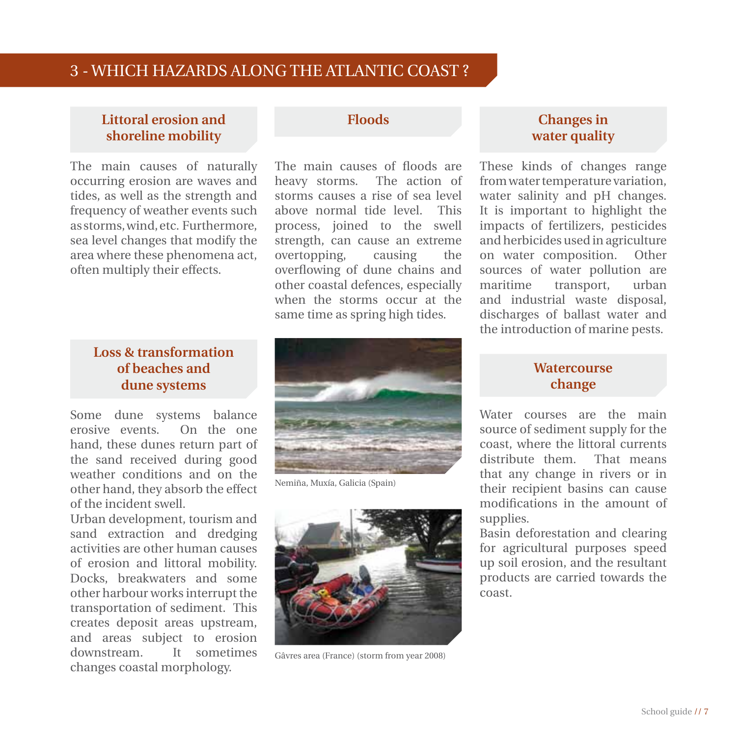## 3 - WHICH HAZARDS ALONG THE ATLANTIC COAST ?

### Littoral erosion and shoreline mobility

The main causes of naturally occurring erosion are waves and tides, as well as the strength and frequency of weather events such as storms, wind, etc. Furthermore, sea level changes that modify the area where these phenomena act, often multiply their effects.

### Loss & transformation of beaches and dune systems

Some dune systems balance erosive events. On the one hand, these dunes return part of the sand received during good weather conditions and on the other hand, they absorb the effect of the incident swell.

Urban development, tourism and sand extraction and dredging activities are other human causes of erosion and littoral mobility. Docks, breakwaters and some other harbour works interrupt the transportation of sediment. This creates deposit areas upstream, and areas subject to erosion downstream. It sometimes changes coastal morphology.

### Floods

The main causes of floods are heavy storms. The action of storms causes a rise of sea level above normal tide level. This process, joined to the swell strength, can cause an extreme overtopping, causing the overflowing of dune chains and other coastal defences, especially when the storms occur at the same time as spring high tides.

Nemiña, Muxía, Galicia (Spain)

Gâvres area (France) (storm from year 2008)

### Changes in water quality

These kinds of changes range from water temperature variation, water salinity and pH changes. It is important to highlight the impacts of fertilizers, pesticides and herbicides used in agriculture on water composition. Other sources of water pollution are maritime transport, urban and industrial waste disposal, discharges of ballast water and the introduction of marine pests.

### Watercourse change

Water courses are the main source of sediment supply for the coast, where the littoral currents distribute them. That means that any change in rivers or in their recipient basins can cause modifications in the amount of supplies.

Basin deforestation and clearing for agricultural purposes speed up soil erosion, and the resultant products are carried towards the coast.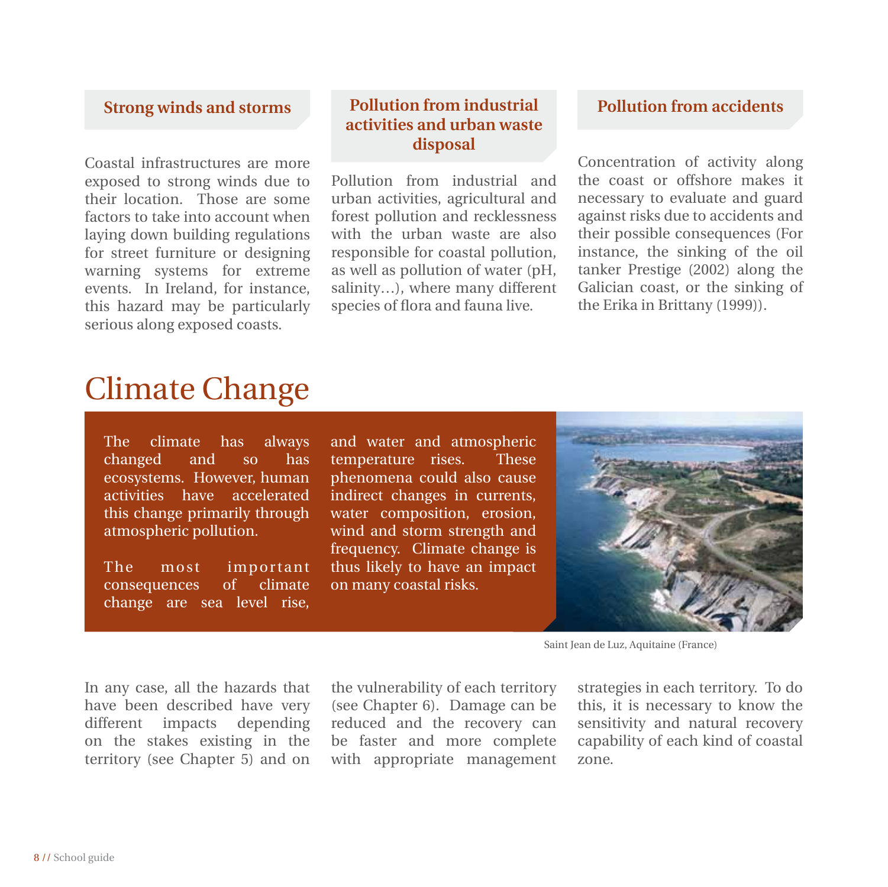### Strong winds and storms

Coastal infrastructures are more exposed to strong winds due to their location. Those are some factors to take into account when laying down building regulations for street furniture or designing warning systems for extreme events. In Ireland, for instance, this hazard may be particularly serious along exposed coasts.

### Pollution from industrial activities and urban waste disposal

Pollution from industrial and urban activities, agricultural and forest pollution and recklessness with the urban waste are also responsible for coastal pollution, as well as pollution of water (pH, salinity…), where many different species of flora and fauna live.

### Pollution from accidents

Concentration of activity along the coast or offshore makes it necessary to evaluate and guard against risks due to accidents and their possible consequences (For instance, the sinking of the oil tanker Prestige (2002) along the Galician coast, or the sinking of the Erika in Brittany (1999)).

# Climate Change

The climate has always changed and so has ecosystems. However, human activities have accelerated this change primarily through atmospheric pollution.

The most important consequences of climate change are sea level rise, and water and atmospheric temperature rises. These phenomena could also cause indirect changes in currents, water composition, erosion, wind and storm strength and frequency. Climate change is thus likely to have an impact on many coastal risks.

Saint Jean de Luz, Aquitaine (France)

In any case, all the hazards that have been described have very different impacts depending on the stakes existing in the territory (see Chapter 5) and on the vulnerability of each territory (see Chapter 6). Damage can be reduced and the recovery can be faster and more complete with appropriate management strategies in each territory. To do this, it is necessary to know the sensitivity and natural recovery capability of each kind of coastal zone.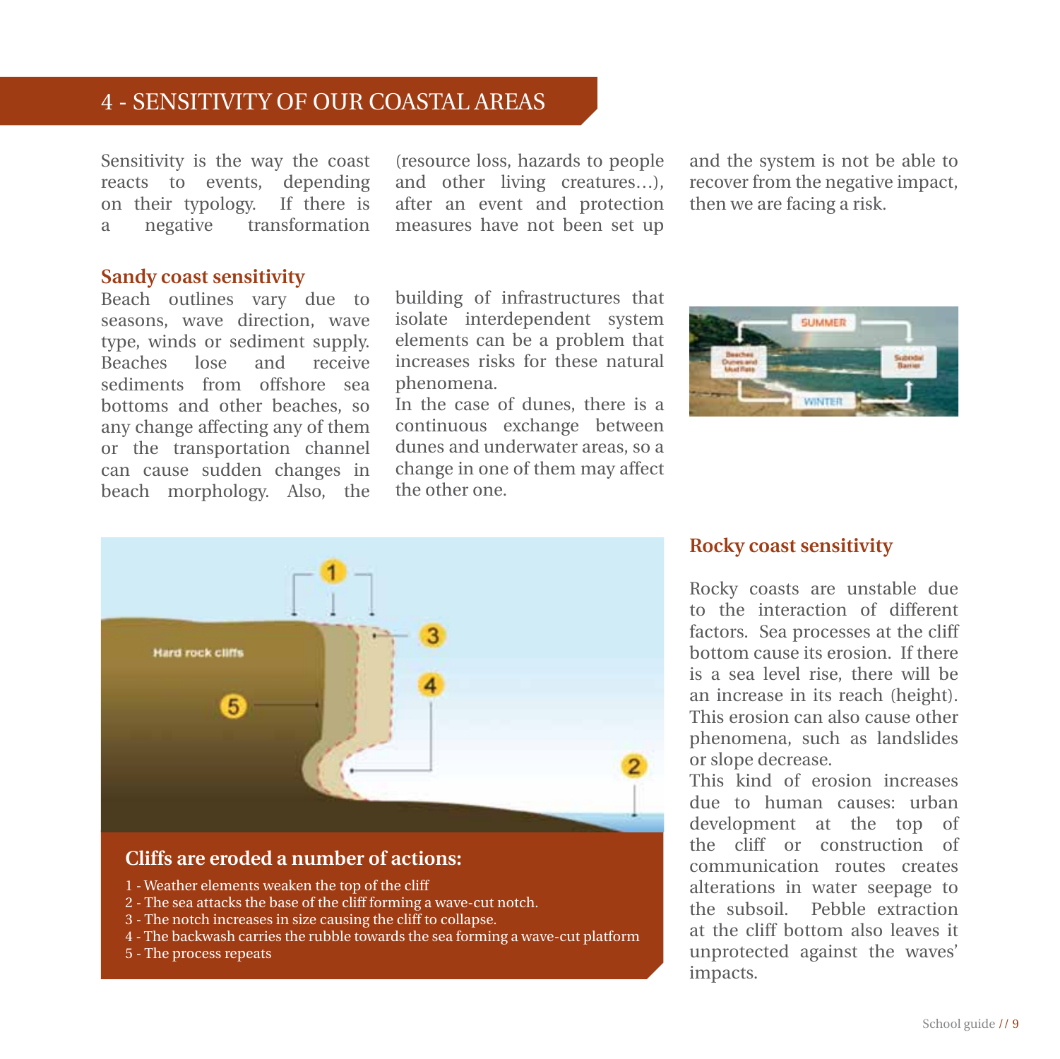## 4 - SENSITIVITY OF OUR COASTAL AREAS

Sensitivity is the way the coast reacts to events, depending on their typology. If there is a negative transformation (resource loss, hazards to people and other living creatures…), after an event and protection measures have not been set up and the system is not be able to recover from the negative impact, then we are facing a risk.

### Sandy coast sensitivity

Beach outlines vary due to seasons, wave direction, wave type, winds or sediment supply. Beaches lose and receive sediments from offshore sea bottoms and other beaches, so any change affecting any of them or the transportation channel can cause sudden changes in beach morphology. Also, the building of infrastructures that isolate interdependent system elements can be a problem that increases risks for these natural phenomena.

In the case of dunes, there is a continuous exchange between dunes and underwater areas, so a change in one of them may affect the other one.

**Cliffs are eroded a number of actions:**

1 - Weather elements weaken the top of the cliff
2 - The sea attacks the base of the cliff forming a wave-cut notch.
3 - The notch increases in size causing the cliff to collapse.
4 - The backwash carries the rubble towards the sea forming a wave-cut platform
5 - The process repeats

### Rocky coast sensitivity

Rocky coasts are unstable due to the interaction of different factors. Sea processes at the cliff bottom cause its erosion. If there is a sea level rise, there will be an increase in its reach (height). This erosion can also cause other phenomena, such as landslides or slope decrease.

This kind of erosion increases due to human causes: urban development at the top of the cliff or construction of communication routes creates alterations in water seepage to the subsoil. Pebble extraction at the cliff bottom also leaves it unprotected against the waves' impacts.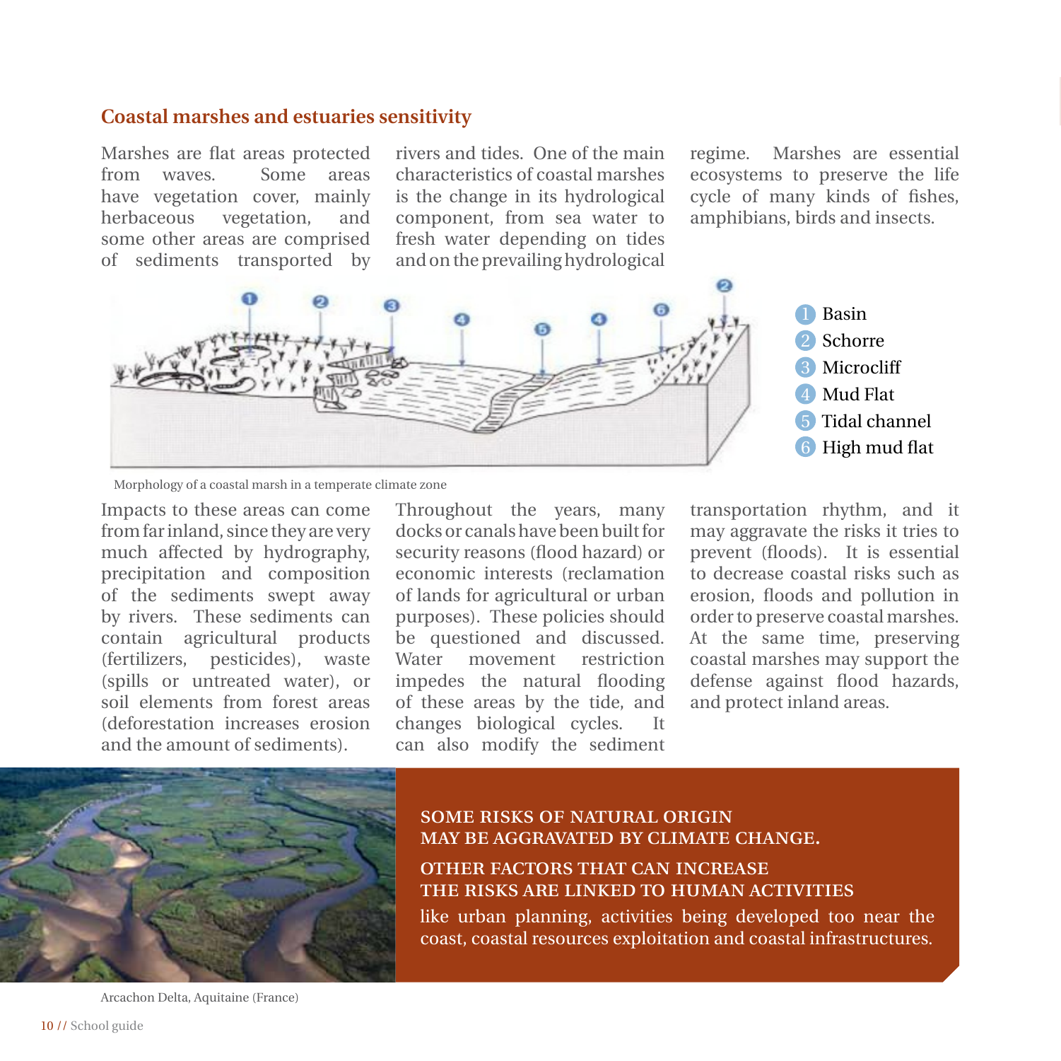## Coastal marshes and estuaries sensitivity

Marshes are flat areas protected from waves. Some areas have vegetation cover, mainly herbaceous vegetation, and some other areas are comprised of sediments transported by rivers and tides. One of the main characteristics of coastal marshes is the change in its hydrological component, from sea water to fresh water depending on tides and on the prevailing hydrological regime. Marshes are essential ecosystems to preserve the life cycle of many kinds of fishes, amphibians, birds and insects.

1. Basin
2. Schorre
3. Microcliff
4. Mud Flat
5. Tidal channel
6. High mud flat

Morphology of a coastal marsh in a temperate climate zone

Impacts to these areas can come from far inland, since they are very much affected by hydrography, precipitation and composition of the sediments swept away by rivers. These sediments can contain agricultural products (fertilizers, pesticides), waste (spills or untreated water), or soil elements from forest areas (deforestation increases erosion and the amount of sediments).

Throughout the years, many docks or canals have been built for security reasons (flood hazard) or economic interests (reclamation of lands for agricultural or urban purposes). These policies should be questioned and discussed. Water movement restriction impedes the natural flooding of these areas by the tide, and changes biological cycles. It can also modify the sediment transportation rhythm, and it may aggravate the risks it tries to prevent (floods). It is essential to decrease coastal risks such as erosion, floods and pollution in order to preserve coastal marshes. At the same time, preserving coastal marshes may support the defense against flood hazards, and protect inland areas.

Arcachon Delta, Aquitaine (France)

**SOME RISKS OF NATURAL ORIGIN MAY BE AGGRAVATED BY CLIMATE CHANGE.**

**OTHER FACTORS THAT CAN INCREASE THE RISKS ARE LINKED TO HUMAN ACTIVITIES** like urban planning, activities being developed too near the coast, coastal resources exploitation and coastal infrastructures.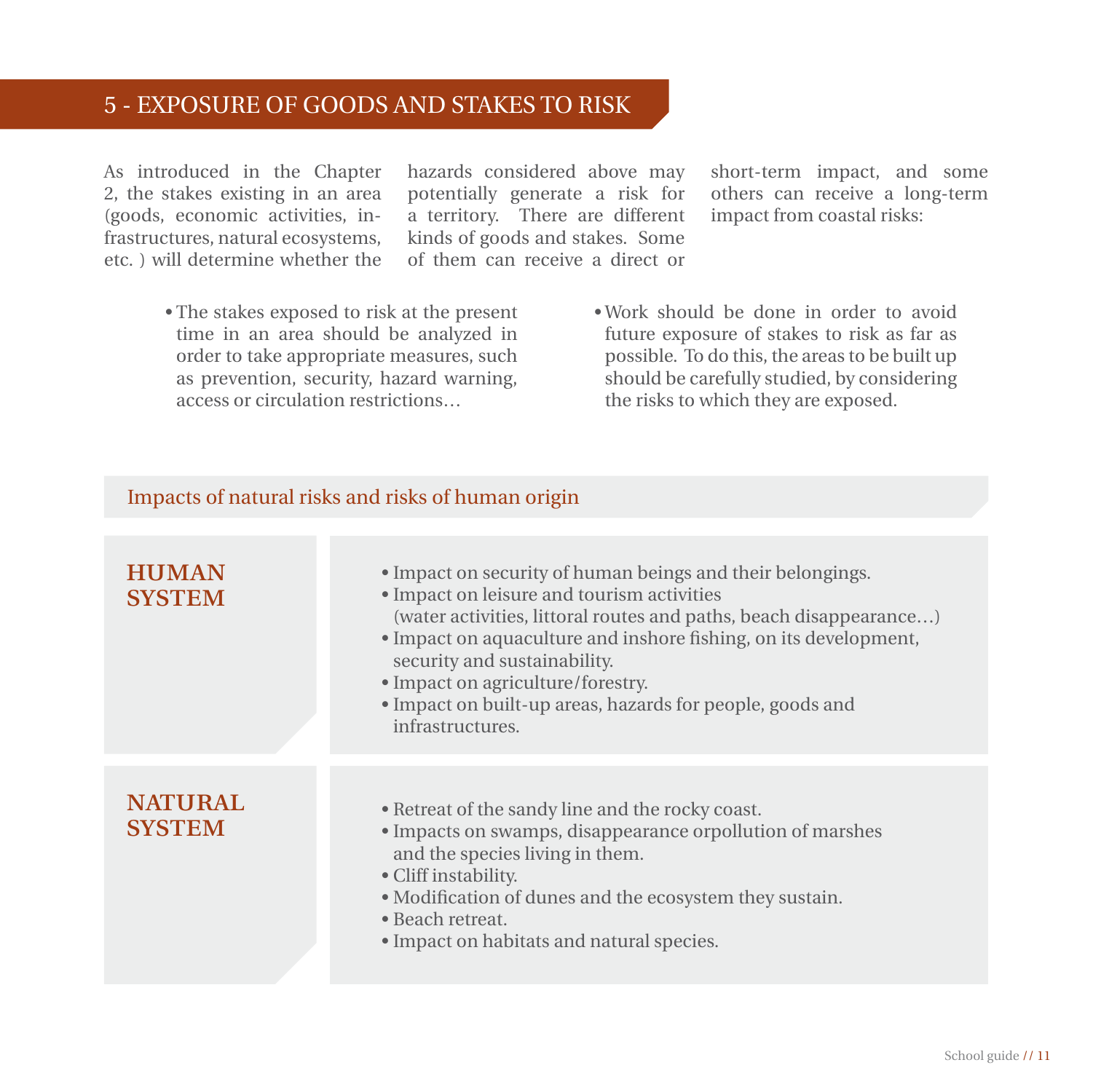## 5 - EXPOSURE OF GOODS AND STAKES TO RISK

As introduced in the Chapter 2, the stakes existing in an area (goods, economic activities, infrastructures, natural ecosystems, etc. ) will determine whether the hazards considered above may potentially generate a risk for a territory. There are different kinds of goods and stakes. Some of them can receive a direct or short-term impact, and some others can receive a long-term impact from coastal risks:

- The stakes exposed to risk at the present time in an area should be analyzed in order to take appropriate measures, such as prevention, security, hazard warning, access or circulation restrictions…
- Work should be done in order to avoid future exposure of stakes to risk as far as possible. To do this, the areas to be built up should be carefully studied, by considering the risks to which they are exposed.

### Impacts of natural risks and risks of human origin

**HUMAN SYSTEM**

- Impact on security of human beings and their belongings.
- Impact on leisure and tourism activities (water activities, littoral routes and paths, beach disappearance…)
- Impact on aquaculture and inshore fishing, on its development, security and sustainability.
- Impact on agriculture/forestry.
- Impact on built-up areas, hazards for people, goods and infrastructures.

**NATURAL SYSTEM**

- Retreat of the sandy line and the rocky coast.
- Impacts on swamps, disappearance orpollution of marshes and the species living in them.
- Cliff instability.
- Modification of dunes and the ecosystem they sustain.
- Beach retreat.
- Impact on habitats and natural species.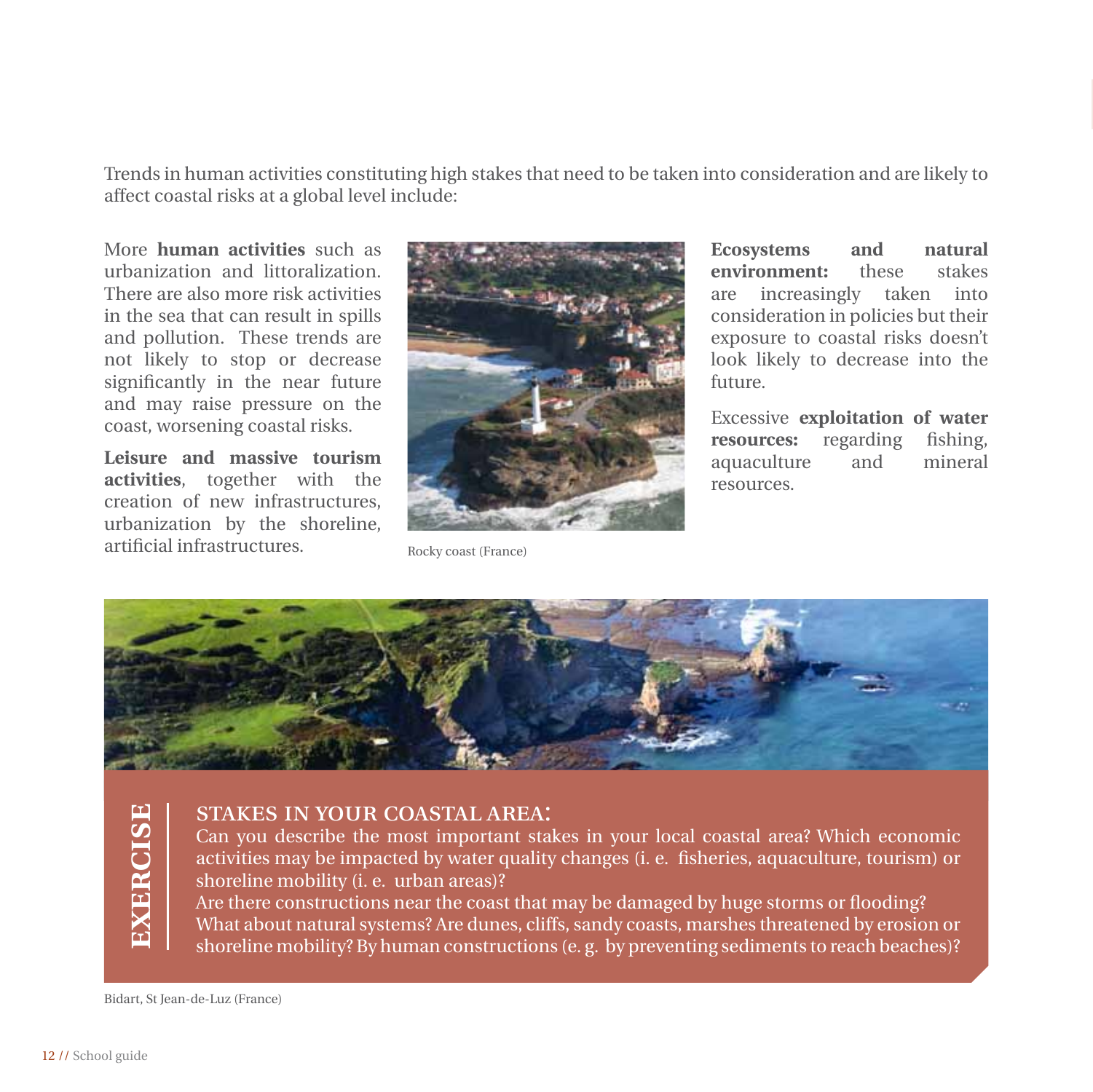Trends in human activities constituting high stakes that need to be taken into consideration and are likely to affect coastal risks at a global level include:

More **human activities** such as urbanization and littoralization. There are also more risk activities in the sea that can result in spills and pollution. These trends are not likely to stop or decrease significantly in the near future and may raise pressure on the coast, worsening coastal risks.

**Leisure and massive tourism activities**, together with the creation of new infrastructures, urbanization by the shoreline, artificial infrastructures.

Rocky coast (France)

**Ecosystems and natural environment:** these stakes are increasingly taken into consideration in policies but their exposure to coastal risks doesn't look likely to decrease into the future.

Excessive **exploitation of water resources:** regarding fishing, aquaculture and mineral resources.

## EXERCISE

### STAKES IN YOUR COASTAL AREA:

Can you describe the most important stakes in your local coastal area? Which economic activities may be impacted by water quality changes (i. e. fisheries, aquaculture, tourism) or shoreline mobility (i. e. urban areas)?

Are there constructions near the coast that may be damaged by huge storms or flooding?

What about natural systems? Are dunes, cliffs, sandy coasts, marshes threatened by erosion or shoreline mobility? By human constructions (e. g. by preventing sediments to reach beaches)?

Bidart, St Jean-de-Luz (France)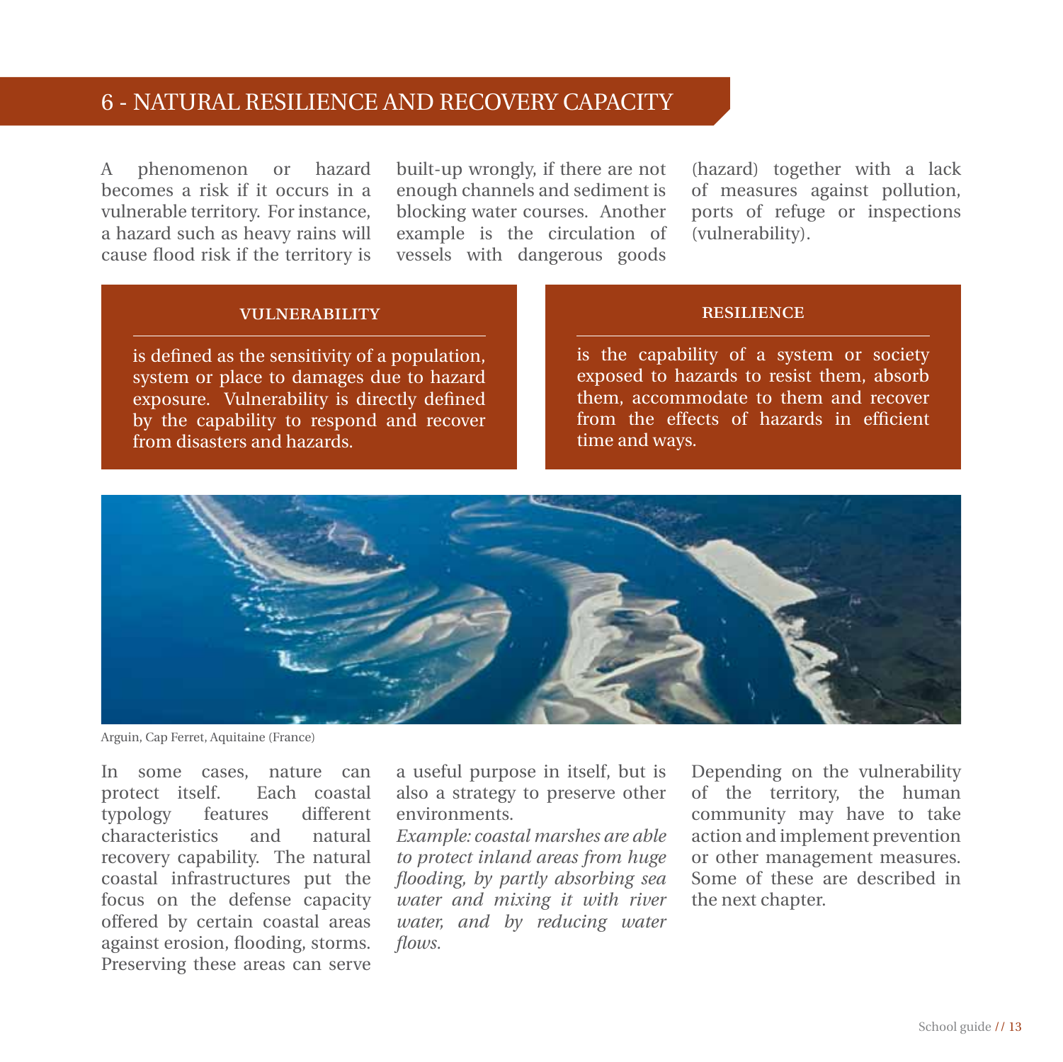## 6 - NATURAL RESILIENCE AND RECOVERY CAPACITY

A phenomenon or hazard becomes a risk if it occurs in a vulnerable territory. For instance, a hazard such as heavy rains will cause flood risk if the territory is built-up wrongly, if there are not enough channels and sediment is blocking water courses. Another example is the circulation of vessels with dangerous goods (hazard) together with a lack of measures against pollution, ports of refuge or inspections (vulnerability).

**VULNERABILITY**

is defined as the sensitivity of a population, system or place to damages due to hazard exposure. Vulnerability is directly defined by the capability to respond and recover from disasters and hazards.

**RESILIENCE**

is the capability of a system or society exposed to hazards to resist them, absorb them, accommodate to them and recover from the effects of hazards in efficient time and ways.

Arguin, Cap Ferret, Aquitaine (France)

In some cases, nature can protect itself. Each coastal typology features different characteristics and natural recovery capability. The natural coastal infrastructures put the focus on the defense capacity offered by certain coastal areas against erosion, flooding, storms. Preserving these areas can serve a useful purpose in itself, but is also a strategy to preserve other environments.

*Example: coastal marshes are able to protect inland areas from huge flooding, by partly absorbing sea water and mixing it with river water, and by reducing water flows.*

Depending on the vulnerability of the territory, the human community may have to take action and implement prevention or other management measures. Some of these are described in the next chapter.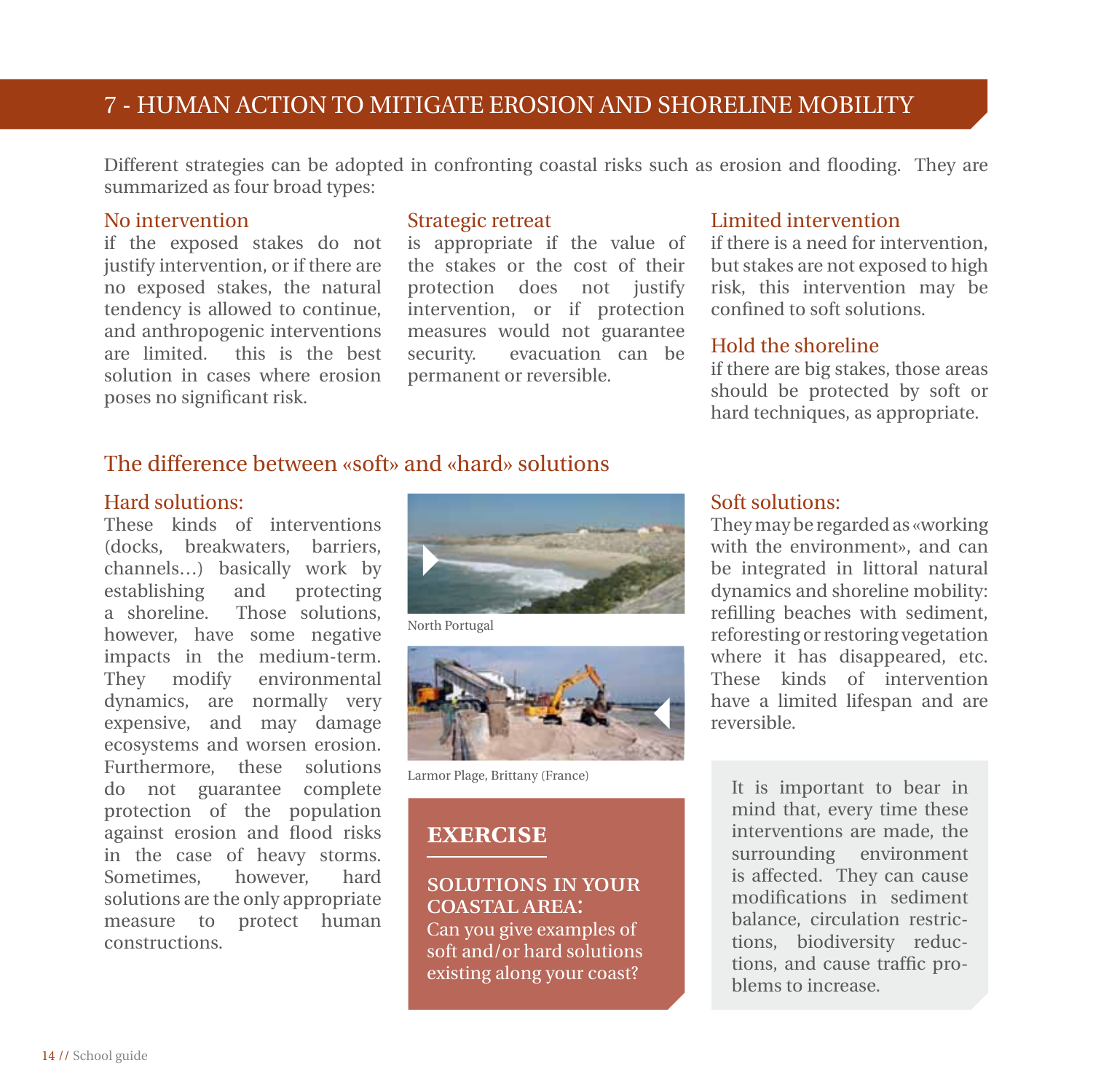# 7 - HUMAN ACTION TO MITIGATE EROSION AND SHORELINE MOBILITY

Different strategies can be adopted in confronting coastal risks such as erosion and flooding. They are summarized as four broad types:

### No intervention

if the exposed stakes do not justify intervention, or if there are no exposed stakes, the natural tendency is allowed to continue, and anthropogenic interventions are limited. this is the best solution in cases where erosion poses no significant risk.

### Strategic retreat

is appropriate if the value of the stakes or the cost of their protection does not justify intervention, or if protection measures would not guarantee security. evacuation can be permanent or reversible.

### Limited intervention

if there is a need for intervention, but stakes are not exposed to high risk, this intervention may be confined to soft solutions.

### Hold the shoreline

if there are big stakes, those areas should be protected by soft or hard techniques, as appropriate.

## The difference between «soft» and «hard» solutions

### Hard solutions:

These kinds of interventions (docks, breakwaters, barriers, channels…) basically work by establishing and protecting a shoreline. Those solutions, however, have some negative impacts in the medium-term. They modify environmental dynamics, are normally very expensive, and may damage ecosystems and worsen erosion. Furthermore, these solutions do not guarantee complete protection of the population against erosion and flood risks in the case of heavy storms. Sometimes, however, hard solutions are the only appropriate measure to protect human constructions.

North Portugal

Larmor Plage, Brittany (France)

### Soft solutions:

They may be regarded as «working with the environment», and can be integrated in littoral natural dynamics and shoreline mobility: refilling beaches with sediment, reforesting or restoring vegetation where it has disappeared, etc. These kinds of intervention have a limited lifespan and are reversible.

It is important to bear in mind that, every time these interventions are made, the surrounding environment is affected. They can cause modifications in sediment balance, circulation restrictions, biodiversity reductions, and cause traffic problems to increase.

## EXERCISE

**SOLUTIONS IN YOUR COASTAL AREA:**

Can you give examples of soft and/or hard solutions existing along your coast?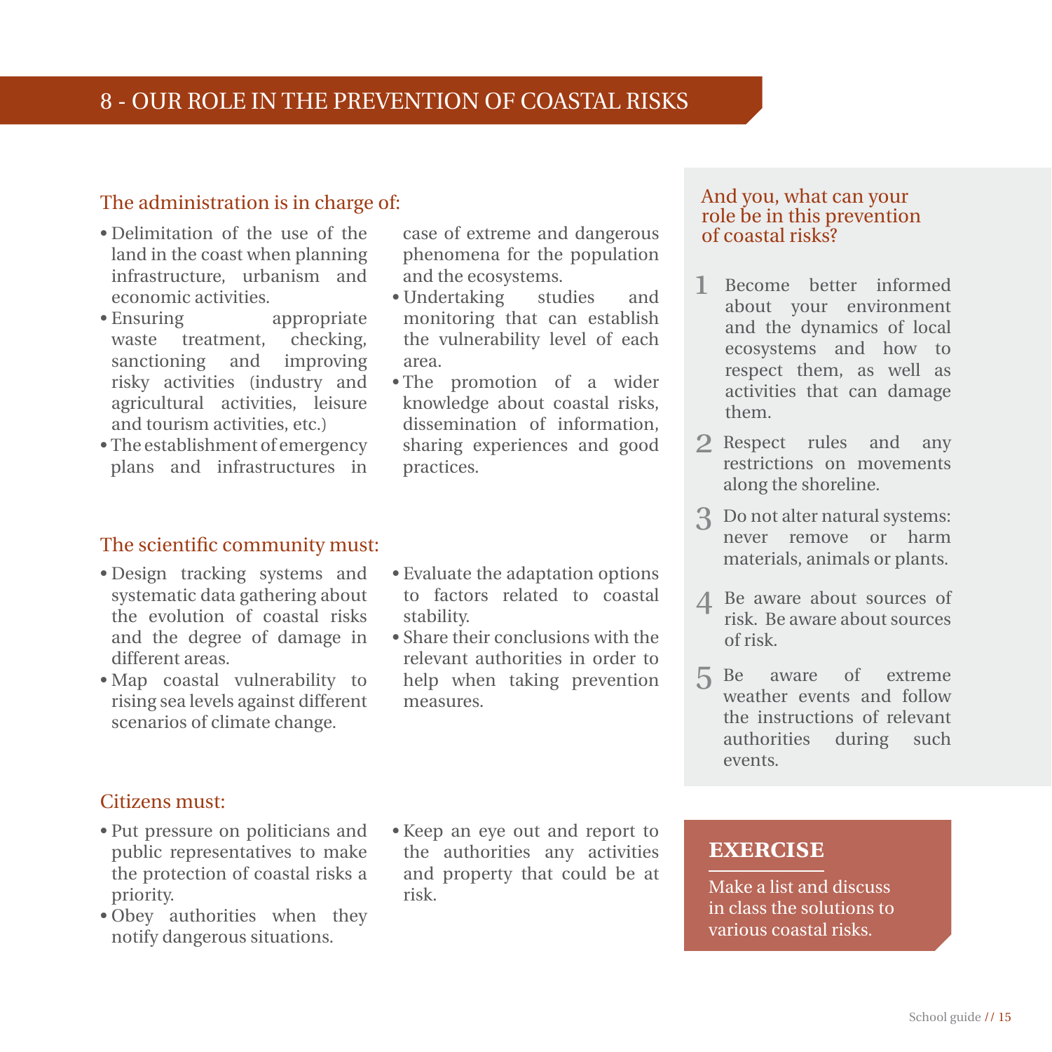# 8 - OUR ROLE IN THE PREVENTION OF COASTAL RISKS

## The administration is in charge of:

- Delimitation of the use of the land in the coast when planning infrastructure, urbanism and economic activities.
- Ensuring appropriate waste treatment, checking, sanctioning and improving risky activities (industry and agricultural activities, leisure and tourism activities, etc.)
- The establishment of emergency plans and infrastructures in case of extreme and dangerous phenomena for the population and the ecosystems.
- Undertaking studies and monitoring that can establish the vulnerability level of each area.
- The promotion of a wider knowledge about coastal risks, dissemination of information, sharing experiences and good practices.

## The scientific community must:

- Design tracking systems and systematic data gathering about the evolution of coastal risks and the degree of damage in different areas.
- Map coastal vulnerability to rising sea levels against different scenarios of climate change.
- Evaluate the adaptation options to factors related to coastal stability.
- Share their conclusions with the relevant authorities in order to help when taking prevention measures.

## Citizens must:

- Put pressure on politicians and public representatives to make the protection of coastal risks a priority.
- Obey authorities when they notify dangerous situations.
- Keep an eye out and report to the authorities any activities and property that could be at risk.

## And you, what can your role be in this prevention of coastal risks?

1. Become better informed about your environment and the dynamics of local ecosystems and how to respect them, as well as activities that can damage them.
2. Respect rules and any restrictions on movements along the shoreline.
3. Do not alter natural systems: never remove or harm materials, animals or plants.
4. Be aware about sources of risk. Be aware about sources of risk.
5. Be aware of extreme weather events and follow the instructions of relevant authorities during such events.

**EXERCISE**

Make a list and discuss in class the solutions to various coastal risks.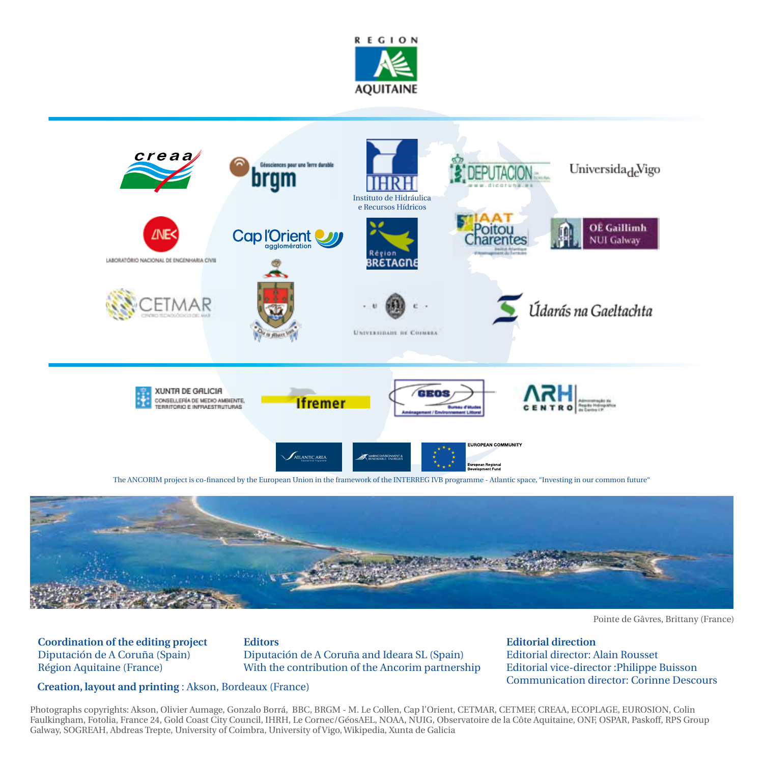The ANCORIM project is co-financed by the European Union in the framework of the INTERREG IVB programme - Atlantic space, "Investing in our common future"

Pointe de Gâvres, Brittany (France)

**Coordination of the editing project**
Diputación de A Coruña (Spain)
Région Aquitaine (France)

**Editors**
Diputación de A Coruña and Ideara SL (Spain)
With the contribution of the Ancorim partnership

**Editorial direction**
Editorial director: Alain Rousset
Editorial vice-director :Philippe Buisson
Communication director: Corinne Descours

**Creation, layout and printing** : Akson, Bordeaux (France)

Photographs copyrights: Akson, Olivier Aumage, Gonzalo Borrá, BBC, BRGM - M. Le Collen, Cap l'Orient, CETMAR, CETMEF, CREAA, ECOPLAGE, EUROSION, Colin Faulkingham, Fotolia, France 24, Gold Coast City Council, IHRH, Le Cornec/GéosAEL, NOAA, NUIG, Observatoire de la Côte Aquitaine, ONF, OSPAR, Paskoff, RPS Group Galway, SOGREAH, Abdreas Trepte, University of Coimbra, University of Vigo, Wikipedia, Xunta de Galicia